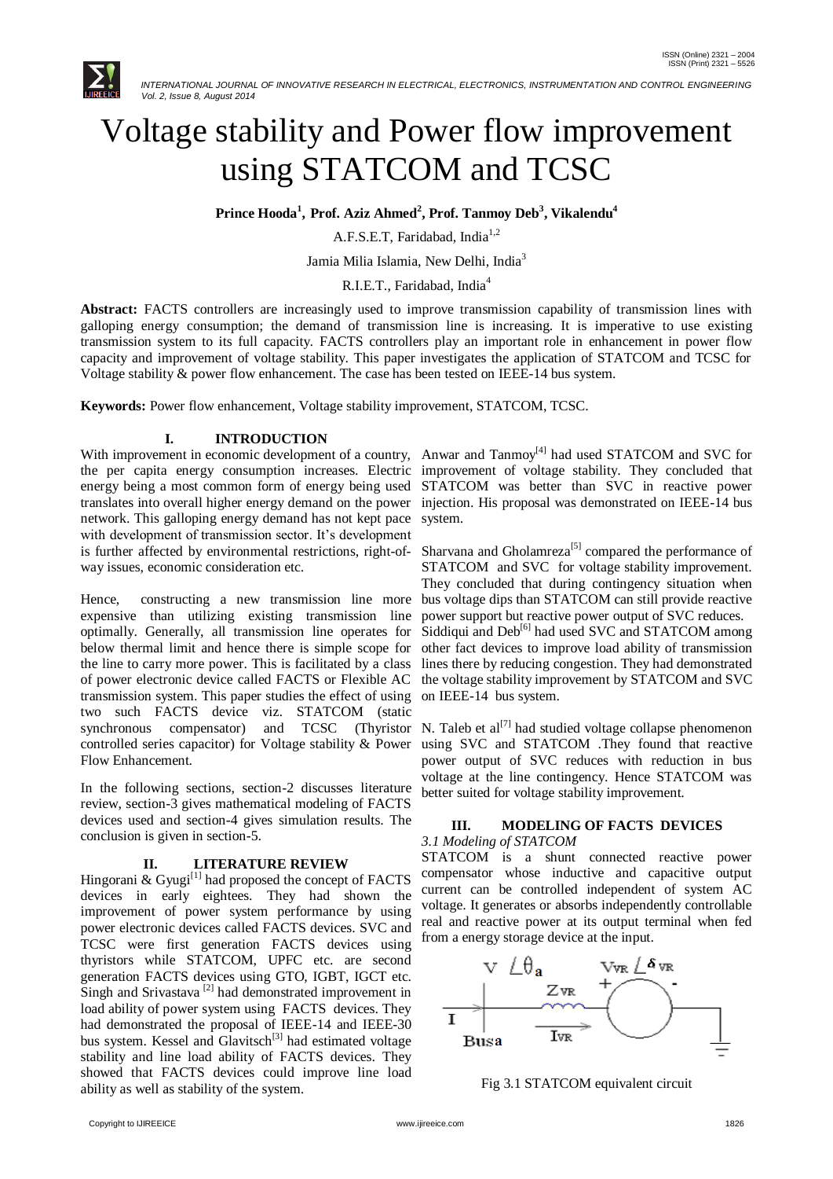# Voltage stability and Power flow improvement using STATCOM and TCSC

**Prince Hooda[1], Prof. Aziz Ahmed[2], Prof. Tanmoy Deb[3], Vikalendu[4]**

A.F.S.E.T, Faridabad, India[1,2]

Jamia Milia Islamia, New Delhi, India[3]

R.I.E.T., Faridabad, India[4]

**Abstract:** FACTS controllers are increasingly used to improve transmission capability of transmission lines with galloping energy consumption; the demand of transmission line is increasing. It is imperative to use existing transmission system to its full capacity. FACTS controllers play an important role in enhancement in power flow capacity and improvement of voltage stability. This paper investigates the application of STATCOM and TCSC for Voltage stability & power flow enhancement. The case has been tested on IEEE-14 bus system.

**Keywords:** Power flow enhancement, Voltage stability improvement, STATCOM, TCSC.

## I. INTRODUCTION

With improvement in economic development of a country, the per capita energy consumption increases. Electric energy being a most common form of energy being used translates into overall higher energy demand on the power network. This galloping energy demand has not kept pace with development of transmission sector. It's development is further affected by environmental restrictions, right-of-way issues, economic consideration etc.

Hence, constructing a new transmission line more expensive than utilizing existing transmission line optimally. Generally, all transmission line operates for below thermal limit and hence there is simple scope for the line to carry more power. This is facilitated by a class of power electronic device called FACTS or Flexible AC transmission system. This paper studies the effect of using two such FACTS device viz. STATCOM (static synchronous compensator) and TCSC (Thyristor controlled series capacitor) for Voltage stability & Power Flow Enhancement.

In the following sections, section-2 discusses literature review, section-3 gives mathematical modeling of FACTS devices used and section-4 gives simulation results. The conclusion is given in section-5.

## II. LITERATURE REVIEW

Hingorani & Gyugi[1] had proposed the concept of FACTS devices in early eightees. They had shown the improvement of power system performance by using power electronic devices called FACTS devices. SVC and TCSC were first generation FACTS devices using thyristors while STATCOM, UPFC etc. are second generation FACTS devices using GTO, IGBT, IGCT etc. Singh and Srivastava [2] had demonstrated improvement in load ability of power system using FACTS devices. They had demonstrated the proposal of IEEE-14 and IEEE-30 bus system. Kessel and Glavitsch[3] had estimated voltage stability and line load ability of FACTS devices. They showed that FACTS devices could improve line load ability as well as stability of the system.

Anwar and Tanmoy[4] had used STATCOM and SVC for improvement of voltage stability. They concluded that STATCOM was better than SVC in reactive power injection. His proposal was demonstrated on IEEE-14 bus system.

Sharvana and Gholamreza[5] compared the performance of STATCOM and SVC for voltage stability improvement. They concluded that during contingency situation when bus voltage dips than STATCOM can still provide reactive power support but reactive power output of SVC reduces. Siddiqui and Deb[6] had used SVC and STATCOM among other fact devices to improve load ability of transmission lines there by reducing congestion. They had demonstrated the voltage stability improvement by STATCOM and SVC on IEEE-14 bus system.

N. Taleb et al[7] had studied voltage collapse phenomenon using SVC and STATCOM .They found that reactive power output of SVC reduces with reduction in bus voltage at the line contingency. Hence STATCOM was better suited for voltage stability improvement.

## III. MODELING OF FACTS DEVICES

### *3.1 Modeling of STATCOM*

STATCOM is a shunt connected reactive power compensator whose inductive and capacitive output current can be controlled independent of system AC voltage. It generates or absorbs independently controllable real and reactive power at its output terminal when fed from a energy storage device at the input.

Fig 3.1 STATCOM equivalent circuit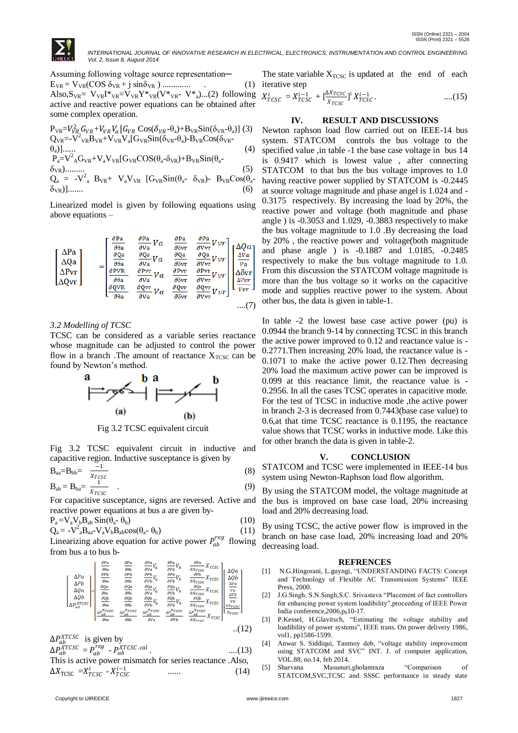Assuming following voltage source representation–

$E_{VR} = V_{VR}(\cos\delta_{VR} + j\sin\delta_{VR})$ ............. (1)

Also, $S_{VR} = V_{VR}I^*_{VR} = V_{VR}Y^*_{VR}(V^*_{VR} - V^*_a)$...(2) following active and reactive power equations can be obtained after some complex operation.

$$P_{VR}=V_{VR}^2 G_{VR}+V_{VR}V_a[G_{VR}\cos(\delta_{VR}-\theta_a)+B_{VR}\sin(\delta_{VR}-\theta_a)] \quad (3)$$

$$Q_{VR}=-V^2_{VR}B_{VR}+V_{VR}V_a[G_{VR}\sin(\delta_{VR}-\theta_a)-B_{VR}\cos(\delta_{VR}-\theta_a)] \quad (4)$$

$$P_a=V^2_A G_{VR}+V_aV_{VR}[G_{VR}\cos(\theta_a-\delta_{VR})+B_{VR}\sin(\theta_a-\delta_{VR})] \quad (5)$$

$$Q_a = -V^2_a B_{VR}+ V_aV_{VR}[G_{VR}\sin(\theta_a- \delta_{VR})- B_{VR}\cos(\theta_a-\delta_{VR})] \quad (6)$$

Linearized model is given by following equations using above equations –

$$\begin{bmatrix}\Delta Pa\\ \Delta Qa\\ \Delta Pvr\\ \Delta Qvr\end{bmatrix} = \begin{bmatrix} \frac{\partial Pa}{\partial \theta a} & \frac{\partial Pa}{\partial Va}Va & \frac{\partial Pa}{\partial \delta vr} & \frac{\partial Pa}{\partial Vvr}Vvr \\ \frac{\partial Qa}{\partial \theta a} & \frac{\partial Qa}{\partial Va}Va & \frac{\partial Qa}{\partial \delta vr} & \frac{\partial Qa}{\partial Vvr}Vvr \\ \frac{\partial PVR}{\partial \theta a} & \frac{\partial Pvr}{\partial Va}Va & \frac{\partial Pvr}{\partial \delta vr} & \frac{\partial Pvr}{\partial Vvr}Vvr \\ \frac{\partial QVR}{\partial \theta a} & \frac{\partial Qvr}{\partial Va}Va & \frac{\partial Qvr}{\partial \delta vr} & \frac{\partial Qvr}{\partial Vvr}Vvr \end{bmatrix} \begin{bmatrix}\Delta Qa\\ \frac{\Delta Va}{Va}\\ \Delta\delta vr\\ \frac{\Delta Vvr}{Vvr}\end{bmatrix} \quad ....(7)$$

*3.2 Modelling of TCSC*

TCSC can be considered as a variable series reactance whose magnitude can be adjusted to control the power flow in a branch .The amount of reactance $X_{TCSC}$ can be found by Newton's method.

Fig 3.2 TCSC equivalent circuit

Fig 3.2 TCSC equivalent circuit in inductive and capacitive region. Inductive susceptance is given by

$$B_{aa}=B_{bb}= \frac{-1}{X_{TCSC}} \quad (8)$$

$$B_{ab} = B_{ba}= \frac{1}{X_{TCSC}} \quad (9)$$

For capacitive susceptance, signs are reversed. Active and reactive power equations at bus a are given by-

$$P_a = V_aV_bB_{ab}\sin(\theta_a- \theta_b) \quad (10)$$

$$Q_a = -V^2_aB_{aa}-V_aV_bB_{ab}\cos(\theta_a- \theta_b) \quad (11)$$

Linearizing above equation for active power $P_{ab}^{reg}$ flowing from bus a to bus b-

$$\begin{bmatrix}\Delta Pa\\ \Delta Pb\\ \Delta Qa\\ \Delta Qb\\ \Delta P_{ab}^{XTCSC}\end{bmatrix} = \begin{bmatrix} \frac{\partial Pa}{\partial \theta a} & \frac{\partial Pa}{\partial \theta b} & \frac{\partial Pa}{\partial Va}V_a & \frac{\partial Pa}{\partial Vb}V_b & \frac{\partial Pa}{\partial X_{TCSC}}X_{TCSC} \\ \frac{\partial Pb}{\partial \theta a} & \frac{\partial Pb}{\partial \theta b} & \frac{\partial Pb}{\partial Vb}V_a & \frac{\partial Pb}{\partial Vb}V_b & \frac{\partial Pb}{\partial X_{TCSC}}X_{TCSC} \\ \frac{\partial Qa}{\partial \theta a} & \frac{\partial Qa}{\partial \theta b} & \frac{\partial Qa}{\partial Va}V_a & \frac{\partial Qa}{\partial Vb}V_b & \frac{\partial Qa}{\partial X_{TCSC}}X_{TCSC} \\ \frac{\partial Qb}{\partial \theta a} & \frac{\partial Qb}{\partial \theta b} & \frac{\partial Qb}{\partial Vb}V_a & \frac{\partial Qb}{\partial Vb}V_b & \frac{\partial Qb}{\partial X_{TCSC}}X_{TCSC} \\ \frac{\Delta P_{ab}^{X_{TCSC}}}{\partial \theta a} & \frac{\Delta P_{ab}^{X_{TCSC}}}{\partial \theta b} & \frac{\Delta P_{ab}^{X_{TCSC}}}{\partial Va} & \frac{\Delta P_{ab}^{X_{TCSC}}}{\partial Vb} & \frac{\Delta P_{ab}^{X_{TCSC}}}{\partial X_{TCSC}}X_{TCSC} \end{bmatrix} \begin{bmatrix}\Delta Qa\\ \Delta Qb\\ \frac{\Delta Va}{Va}\\ \frac{\Delta Vb}{Vb}\\ \frac{\Delta X_{TCSC}}{X_{TCSC}}\end{bmatrix} \quad ..(12)$$

$\Delta P_{ab}^{XTCSC}$ is given by

$$\Delta P_{ab}^{XTCSC} = P_{ab}^{reg} - P_{ab}^{XTCSC.cal} \quad ....(13)$$

This is active power mismatch for series reactance .Also,

$$\Delta X_{TCSC} = X_{TCSC}^{i} - X_{TCSC}^{i-1} \quad ...... (14)$$

The state variable $X_{TCSC}$ is updated at the end of each iterative step

$$X_{TCSC}^{i} = X_{TCSC}^{i-1} + [\frac{\Delta X_{TCSC}}{X_{TCSC}}]^{i} X_{TCSC}^{i-1}. \quad ....(15)$$

## IV. RESULT AND DISCUSSIONS

Newton raphson load flow carried out on IEEE-14 bus system. STATCOM controls the bus voltage to the specified value ,in table -1 the base case voltage in bus 14 is 0.9417 which is lowest value , after connecting STATCOM to that bus the bus voltage improves to 1.0 having reactive power supplied by STATCOM is -0.2445 at source voltage magnitude and phase angel is 1.024 and -0.3175 respectively. By increasing the load by 20%, the reactive power and voltage (both magnitude and phase angle ) is -0.3053 and 1.029, -0.3883 respectively to make the bus voltage magnitude to 1.0 .By decreasing the load by 20% , the reactive power and voltage(both magnitude and phase angle ) is -0.1887 and 1.0185, -0.2485 respectively to make the bus voltage magnitude to 1.0. From this discussion the STATCOM voltage magnitude is more than the bus voltage so it works on the capacitive mode and supplies reactive power to the system. About other bus, the data is given in table-1.

In table -2 the lowest base case active power (pu) is 0.0944 the branch 9-14 by connecting TCSC in this branch the active power improved to 0.12 and reactance value is -0.2771.Then increasing 20% load, the reactance value is -0.1071 to make the active power 0.12.Then decreasing 20% load the maximum active power can be improved is 0.099 at this reactance limit, the reactance value is -0.2956. In all the cases TCSC operates in capacitive mode. For the test of TCSC in inductive mode ,the active power in branch 2-3 is decreased from 0.7443(base case value) to 0.6,at that time TCSC reactance is 0.1195, the reactance value shows that TCSC works in inductive mode. Like this for other branch the data is given in table-2.

## V. CONCLUSION

STATCOM and TCSC were implemented in IEEE-14 bus system using Newton-Raphson load flow algorithm.

By using the STATCOM model, the voltage magnitude at the bus is improved on base case load, 20% increasing load and 20% decreasing load.

By using TCSC, the active power flow is improved in the branch on base case load, 20% increasing load and 20% decreasing load.

## REFRENCES

[1] N.G.Hingorani, L.Gyungi, "UNDERSTANDING FACTS: Concept and Technology of Flexible AC Transmission Systems" IEEE Press, 2000.

[2] J.G.Singh, S.N.Singh,S.C. Srivastava "Placement of fact controllers for enhancing power system loadibility",proceeding of IEEE Power India conference,2006,pp10-17.

[3] P.Kessel, H.Glavitsch, "Estimating the voltage stability and loadibility of power systems", IEEE trans. On power delivery 1986, vol1, pp1586-1599.

[4] Anwar S. Siddiqui, Tanmoy deb, "voltage stability improvement using STATCOM and SVC" INT. J. of computer application, VOL.88, no.14, feb 2014.

[5] Sharvana Masunuri,gholamraza "Comparison of STATCOM,SVC,TCSC and SSSC performance in steady state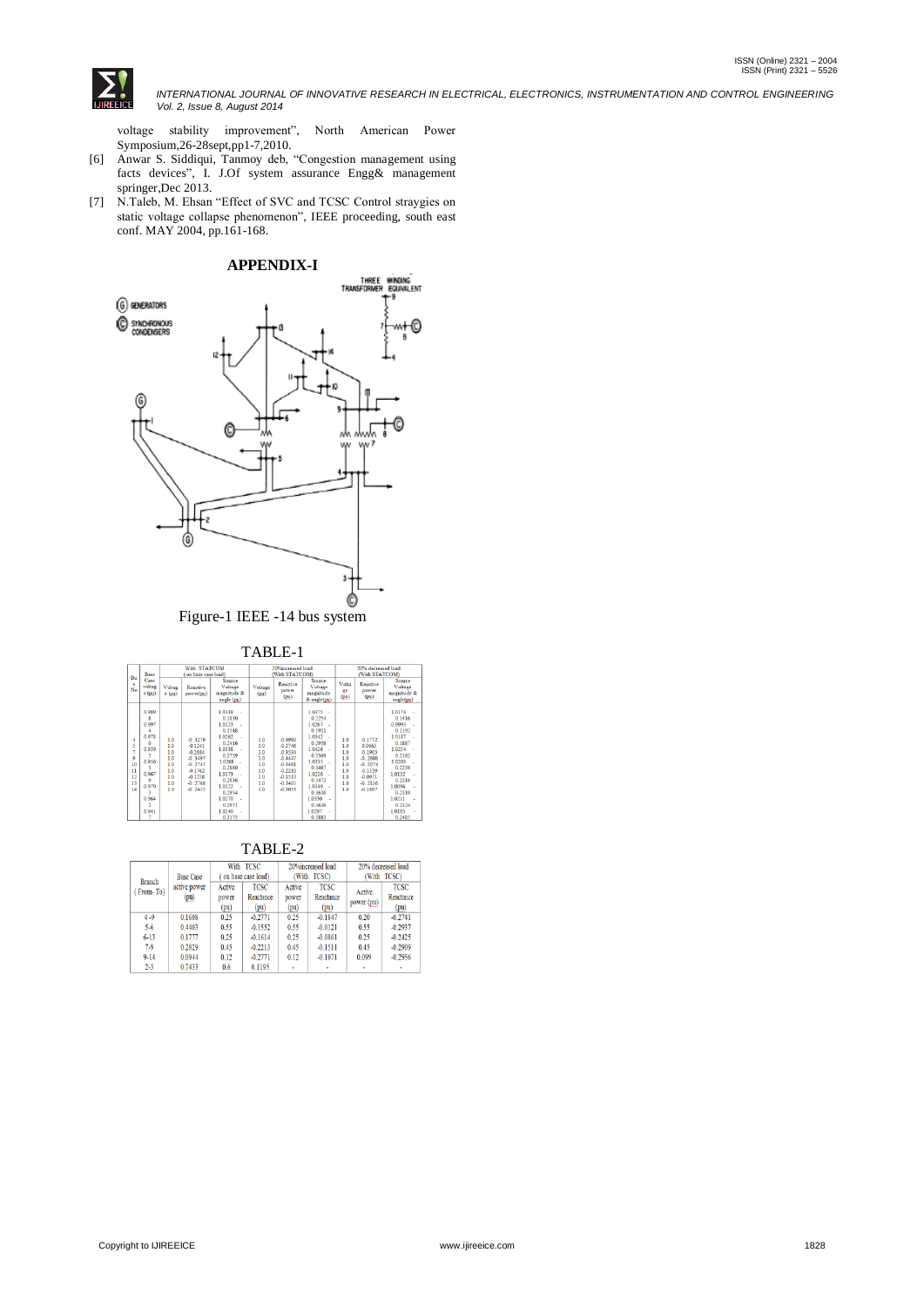voltage stability improvement", North American Power Symposium,26-28sept,pp1-7,2010.

[6] Anwar S. Siddiqui, Tanmoy deb, "Congestion management using facts devices", I. J.Of system assurance Engg& management springer,Dec 2013.

[7] N.Taleb, M. Ehsan "Effect of SVC and TCSC Control straygies on static voltage collapse phenomenon", IEEE proceeding, south east conf. MAY 2004, pp.161-168.

## APPENDIX-I

G GENERATORS

C SYNCHRONOUS CONDENSERS

THREE WINDING TRANSFORMER EQUIVALENT

Figure-1 IEEE -14 bus system

TABLE-1

| Bus No | Base Case voltage (pu) | With STATCOM (on base case load) | | | 20%increased load (With STATCOM) | | | 20% decreased load (With STATCOM) | | |
|---|---|---|---|---|---|---|---|---|---|---|
| | | Voltage (pu) | Reactive power(pu) | Source Voltage magnitude & angle (pu) | Voltage (pu) | Reactive power (pu) | Source Voltage magnitude & angle(pu) | Voltage (pu) | Reactive power (pu) | Source Voltage magnitude & angle(pu) |
| 4 | 0.9898 | 1.0 | -0.3276 | 1.0318 -0.1830 | 1.0 | -0.4980 | 1.0475 -0.2254 | 1.0 | -0.1772 | 1.0174 -0.1416 |
| 5 | 0.9974 | 1.0 | -0.1241 | 1.0123 -0.1348 | 1.0 | -0.2746 | 1.0267 -0.1911 | 1.0 | 0.0065 | 0.9993 -0.1192 |
| 7 | 0.9780 | 1.0 | -0.2684 | 1.0262 -0.2416 | 1.0 | -0.3534 | 1.0342 -0.2956 | 1.0 | -0.1903 | 1.0187 -0.1887 |
| 9 | 0.9595 | 1.0 | -0.3497 | 1.0338 -0.2759 | 1.0 | -0.4447 | 1.0426 -0.3369 | 1.0 | -0.2608 | 1.0254 -0.2162 |
| 10 | 0.9563 | 1.0 | -0.2747 | 1.0268 -0.2860 | 1.0 | -0.3461 | 1.0335 -0.3497 | 1.0 | -0.2074 | 1.0209 -0.2238 |
| 11 | 0.9679 | 1.0 | -0.1762 | 1.0173 -0.2836 | 1.0 | -0.2210 | 1.0216 -0.3473 | 1.0 | -0.1339 | 1.0132 -0.2216 |
| 12 | 0.9703 | 1.0 | -0.1238 | 1.0122 -0.2954 | 1.0 | -0.1513 | 1.0149 -0.3636 | 1.0 | -0.0971 | 1.0096 -0.2310 |
| 13 | 0.9642 | 1.0 | -0.2768 | 1.0270 -0.2971 | 1.0 | -0.3405 | 1.0330 -0.3636 | 1.0 | -0.2156 | 1.0211 -0.2324 |
| 14 | 0.9417 | 1.0 | -0.2415 | 1.0240 -0.3175 | 1.0 | -0.3003 | 1.0297 -0.3883 | 1.0 | -0.1887 | 1.0185 -0.2485 |

TABLE-2

| Branch (From- To) | Base Case active power (pu) | With TCSC (on base case load) | | 20%increased load (With TCSC) | | 20% decreased load (With TCSC) | |
|---|---|---|---|---|---|---|---|
| | | Active power (pu) | TCSC Reactance (pu) | Active power (pu) | TCSC Reactance (pu) | Active power (pu) | TCSC Reactance (pu) |
| 4 -9 | 0.1608 | 0.25 | -0.2771 | 0.25 | -0.1147 | 0.20 | -0.2741 |
| 5-6 | 0.4403 | 0.55 | -0.1552 | 0.55 | -0.0121 | 0.55 | -0.2937 |
| 6-13 | 0.1777 | 0.25 | -0.1614 | 0.25 | -0.0861 | 0.25 | -0.2425 |
| 7-9 | 0.2829 | 0.45 | -0.2213 | 0.45 | -0.1511 | 0.45 | -0.2909 |
| 9-14 | 0.0944 | 0.12 | -0.2771 | 0.12 | -0.1071 | 0.099 | -0.2956 |
| 2-3 | 0.7433 | 0.6 | 0.1195 | - | - | - | - |